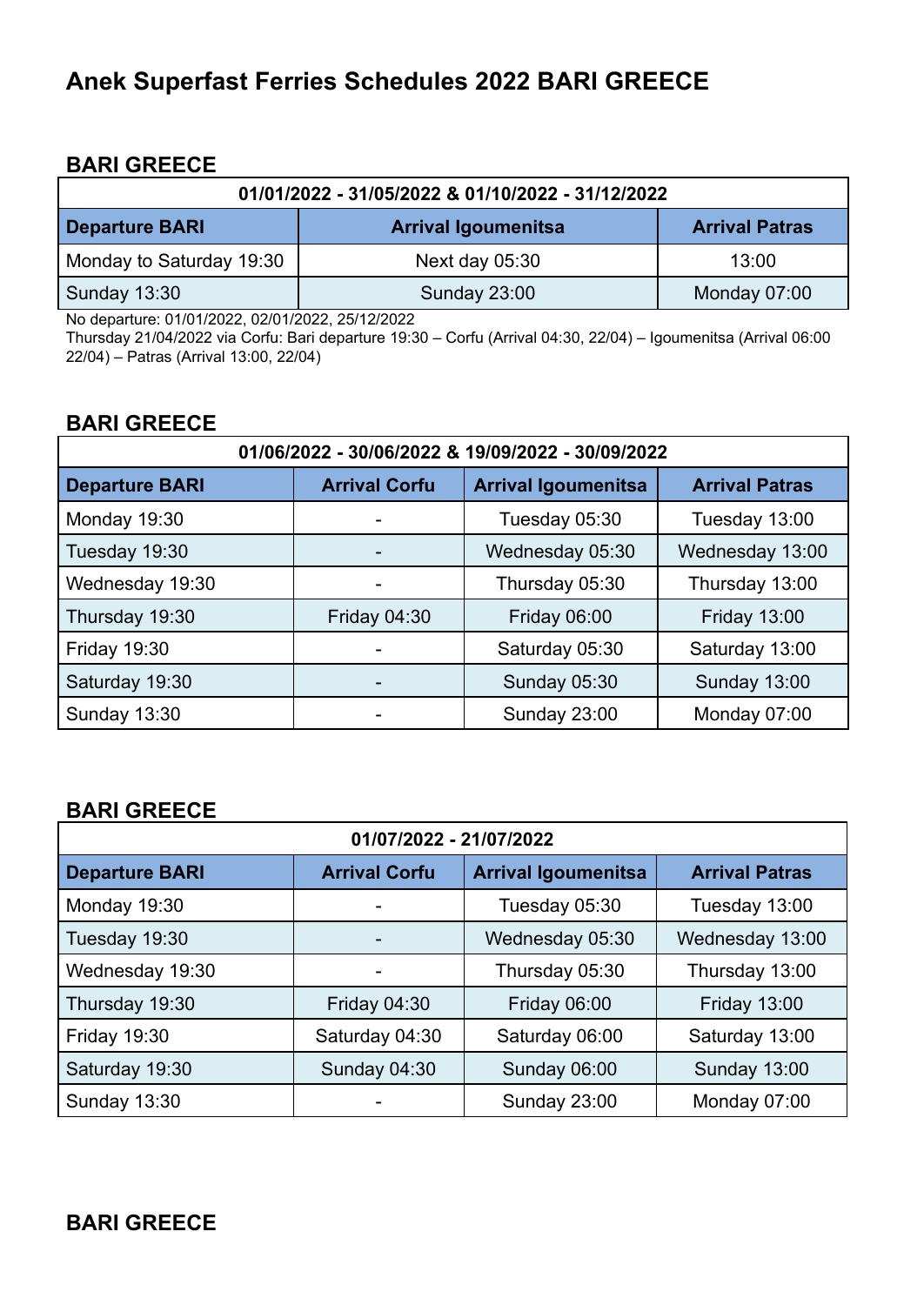# Anek Superfast Ferries Schedules 2022 BARI GREECE

## BARI GREECE

| 01/01/2022 - 31/05/2022 & 01/10/2022 - 31/12/2022 | | |
|---|---|---|
| **Departure BARI** | **Arrival Igoumenitsa** | **Arrival Patras** |
| Monday to Saturday 19:30 | Next day 05:30 | 13:00 |
| Sunday 13:30 | Sunday 23:00 | Monday 07:00 |

No departure: 01/01/2022, 02/01/2022, 25/12/2022
Thursday 21/04/2022 via Corfu: Bari departure 19:30 – Corfu (Arrival 04:30, 22/04) – Igoumenitsa (Arrival 06:00 22/04) – Patras (Arrival 13:00, 22/04)

## BARI GREECE

| 01/06/2022 - 30/06/2022 & 19/09/2022 - 30/09/2022 | | | |
|---|---|---|---|
| **Departure BARI** | **Arrival Corfu** | **Arrival Igoumenitsa** | **Arrival Patras** |
| Monday 19:30 | - | Tuesday 05:30 | Tuesday 13:00 |
| Tuesday 19:30 | - | Wednesday 05:30 | Wednesday 13:00 |
| Wednesday 19:30 | - | Thursday 05:30 | Thursday 13:00 |
| Thursday 19:30 | Friday 04:30 | Friday 06:00 | Friday 13:00 |
| Friday 19:30 | - | Saturday 05:30 | Saturday 13:00 |
| Saturday 19:30 | - | Sunday 05:30 | Sunday 13:00 |
| Sunday 13:30 | - | Sunday 23:00 | Monday 07:00 |

## BARI GREECE

| 01/07/2022 - 21/07/2022 | | | |
|---|---|---|---|
| **Departure BARI** | **Arrival Corfu** | **Arrival Igoumenitsa** | **Arrival Patras** |
| Monday 19:30 | - | Tuesday 05:30 | Tuesday 13:00 |
| Tuesday 19:30 | - | Wednesday 05:30 | Wednesday 13:00 |
| Wednesday 19:30 | - | Thursday 05:30 | Thursday 13:00 |
| Thursday 19:30 | Friday 04:30 | Friday 06:00 | Friday 13:00 |
| Friday 19:30 | Saturday 04:30 | Saturday 06:00 | Saturday 13:00 |
| Saturday 19:30 | Sunday 04:30 | Sunday 06:00 | Sunday 13:00 |
| Sunday 13:30 | - | Sunday 23:00 | Monday 07:00 |

## BARI GREECE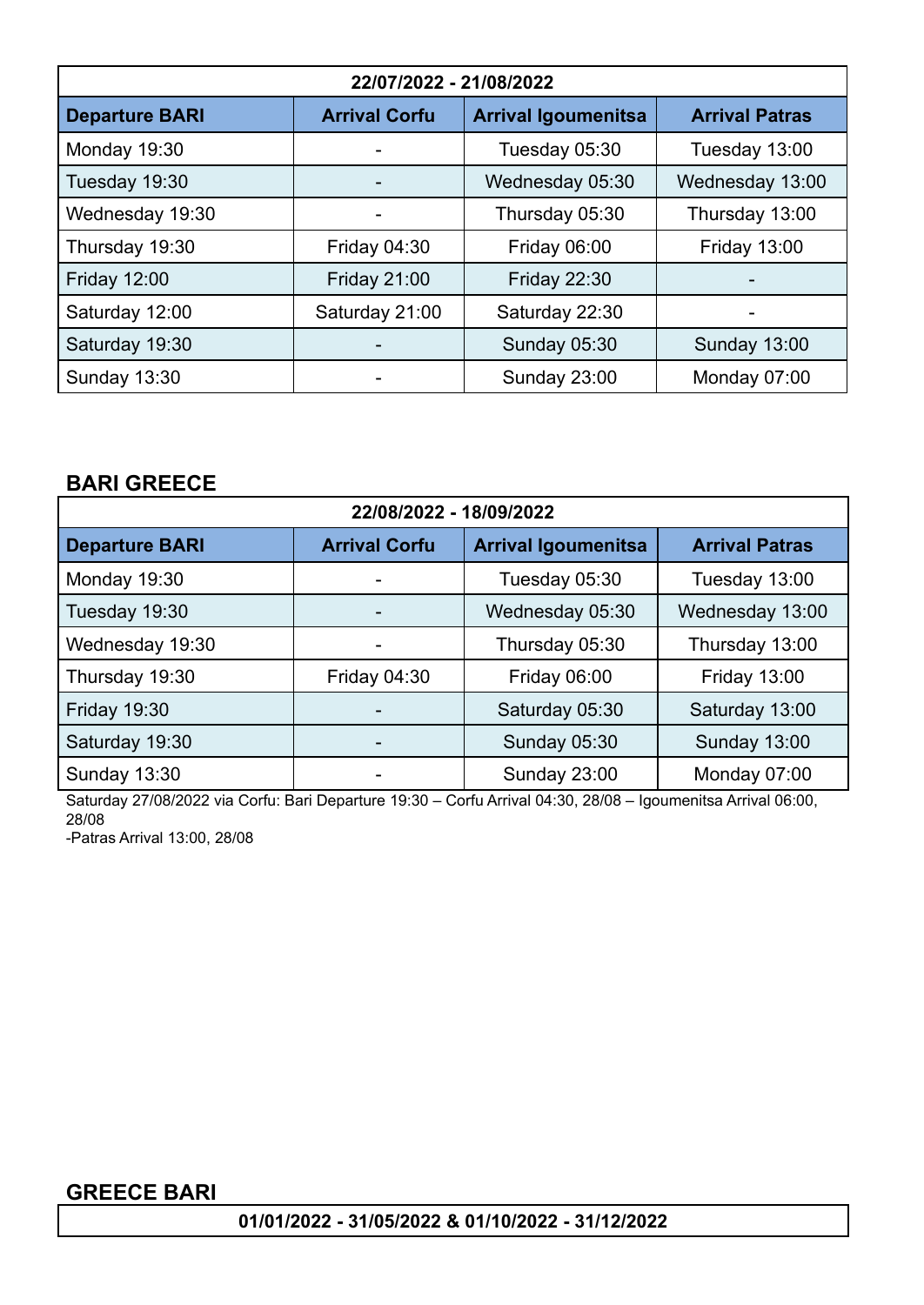| 22/07/2022 - 21/08/2022 | | | |
|---|---|---|---|
| **Departure BARI** | **Arrival Corfu** | **Arrival Igoumenitsa** | **Arrival Patras** |
| Monday 19:30 | - | Tuesday 05:30 | Tuesday 13:00 |
| Tuesday 19:30 | - | Wednesday 05:30 | Wednesday 13:00 |
| Wednesday 19:30 | - | Thursday 05:30 | Thursday 13:00 |
| Thursday 19:30 | Friday 04:30 | Friday 06:00 | Friday 13:00 |
| Friday 12:00 | Friday 21:00 | Friday 22:30 | - |
| Saturday 12:00 | Saturday 21:00 | Saturday 22:30 | - |
| Saturday 19:30 | - | Sunday 05:30 | Sunday 13:00 |
| Sunday 13:30 | - | Sunday 23:00 | Monday 07:00 |

## BARI GREECE

| 22/08/2022 - 18/09/2022 | | | |
|---|---|---|---|
| **Departure BARI** | **Arrival Corfu** | **Arrival Igoumenitsa** | **Arrival Patras** |
| Monday 19:30 | - | Tuesday 05:30 | Tuesday 13:00 |
| Tuesday 19:30 | - | Wednesday 05:30 | Wednesday 13:00 |
| Wednesday 19:30 | - | Thursday 05:30 | Thursday 13:00 |
| Thursday 19:30 | Friday 04:30 | Friday 06:00 | Friday 13:00 |
| Friday 19:30 | - | Saturday 05:30 | Saturday 13:00 |
| Saturday 19:30 | - | Sunday 05:30 | Sunday 13:00 |
| Sunday 13:30 | - | Sunday 23:00 | Monday 07:00 |

Saturday 27/08/2022 via Corfu: Bari Departure 19:30 – Corfu Arrival 04:30, 28/08 – Igoumenitsa Arrival 06:00, 28/08
-Patras Arrival 13:00, 28/08

## GREECE BARI

| 01/01/2022 - 31/05/2022 & 01/10/2022 - 31/12/2022 |
|---|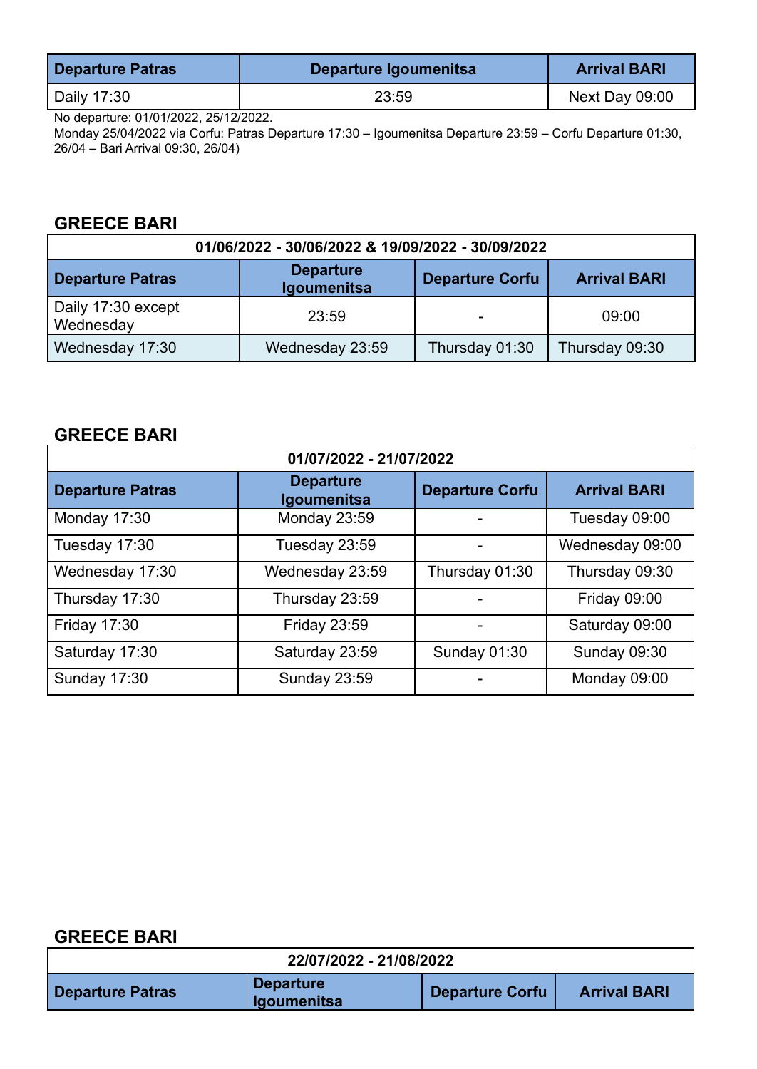| Departure Patras | Departure Igoumenitsa | Arrival BARI |
| --- | --- | --- |
| Daily 17:30 | 23:59 | Next Day 09:00 |

No departure: 01/01/2022, 25/12/2022.
Monday 25/04/2022 via Corfu: Patras Departure 17:30 – Igoumenitsa Departure 23:59 – Corfu Departure 01:30, 26/04 – Bari Arrival 09:30, 26/04)

## GREECE BARI

| 01/06/2022 - 30/06/2022 & 19/09/2022 - 30/09/2022 | | | |
| --- | --- | --- | --- |
| **Departure Patras** | **Departure Igoumenitsa** | **Departure Corfu** | **Arrival BARI** |
| Daily 17:30 except Wednesday | 23:59 | - | 09:00 |
| Wednesday 17:30 | Wednesday 23:59 | Thursday 01:30 | Thursday 09:30 |

## GREECE BARI

| 01/07/2022 - 21/07/2022 | | | |
| --- | --- | --- | --- |
| **Departure Patras** | **Departure Igoumenitsa** | **Departure Corfu** | **Arrival BARI** |
| Monday 17:30 | Monday 23:59 | - | Tuesday 09:00 |
| Tuesday 17:30 | Tuesday 23:59 | - | Wednesday 09:00 |
| Wednesday 17:30 | Wednesday 23:59 | Thursday 01:30 | Thursday 09:30 |
| Thursday 17:30 | Thursday 23:59 | - | Friday 09:00 |
| Friday 17:30 | Friday 23:59 | - | Saturday 09:00 |
| Saturday 17:30 | Saturday 23:59 | Sunday 01:30 | Sunday 09:30 |
| Sunday 17:30 | Sunday 23:59 | - | Monday 09:00 |

## GREECE BARI

| 22/07/2022 - 21/08/2022 | | | |
| --- | --- | --- | --- |
| **Departure Patras** | **Departure Igoumenitsa** | **Departure Corfu** | **Arrival BARI** |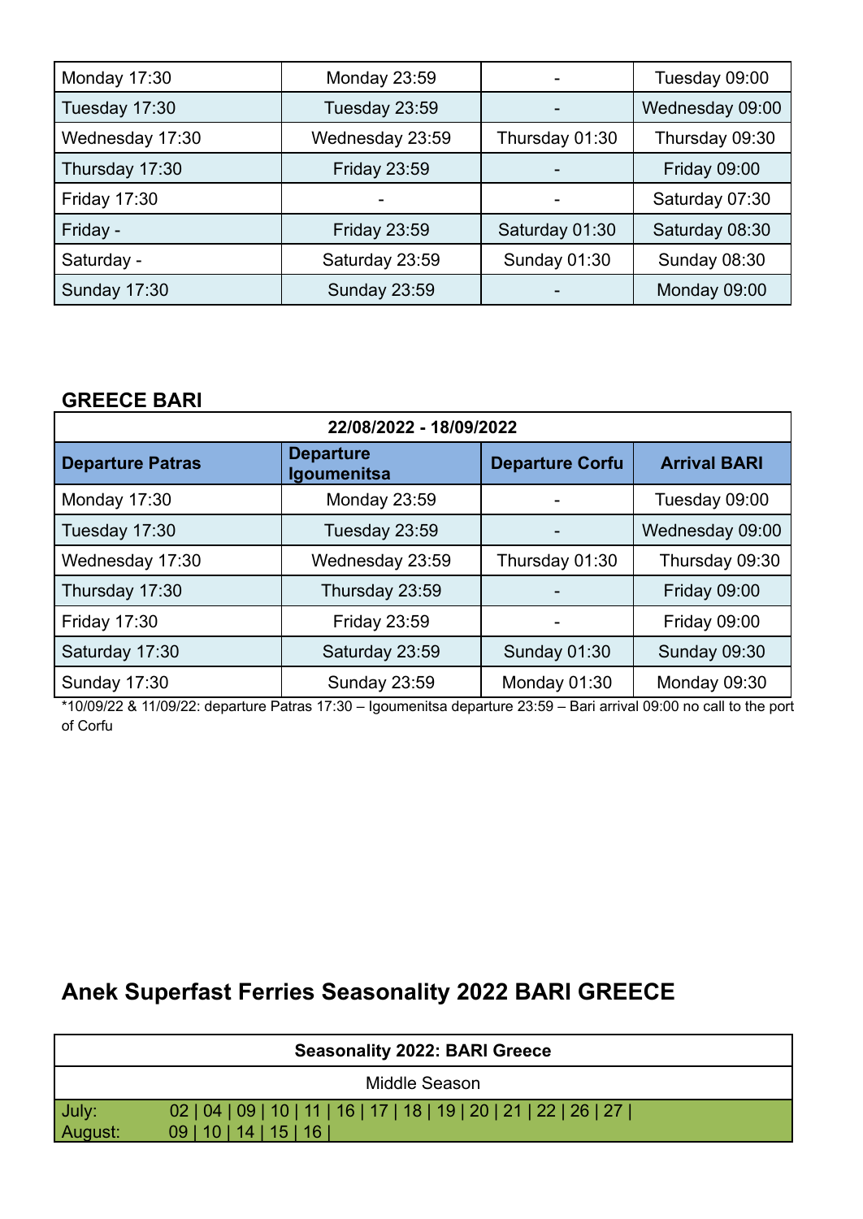| | | | |
|---|---|---|---|
| Monday 17:30 | Monday 23:59 | - | Tuesday 09:00 |
| Tuesday 17:30 | Tuesday 23:59 | - | Wednesday 09:00 |
| Wednesday 17:30 | Wednesday 23:59 | Thursday 01:30 | Thursday 09:30 |
| Thursday 17:30 | Friday 23:59 | - | Friday 09:00 |
| Friday 17:30 | - | - | Saturday 07:30 |
| Friday - | Friday 23:59 | Saturday 01:30 | Saturday 08:30 |
| Saturday - | Saturday 23:59 | Sunday 01:30 | Sunday 08:30 |
| Sunday 17:30 | Sunday 23:59 | - | Monday 09:00 |

### GREECE BARI

| 22/08/2022 - 18/09/2022 | | | |
|---|---|---|---|
| **Departure Patras** | **Departure Igoumenitsa** | **Departure Corfu** | **Arrival BARI** |
| Monday 17:30 | Monday 23:59 | - | Tuesday 09:00 |
| Tuesday 17:30 | Tuesday 23:59 | - | Wednesday 09:00 |
| Wednesday 17:30 | Wednesday 23:59 | Thursday 01:30 | Thursday 09:30 |
| Thursday 17:30 | Thursday 23:59 | - | Friday 09:00 |
| Friday 17:30 | Friday 23:59 | - | Friday 09:00 |
| Saturday 17:30 | Saturday 23:59 | Sunday 01:30 | Sunday 09:30 |
| Sunday 17:30 | Sunday 23:59 | Monday 01:30 | Monday 09:30 |

*10/09/22 & 11/09/22: departure Patras 17:30 – Igoumenitsa departure 23:59 – Bari arrival 09:00 no call to the port of Corfu

## Anek Superfast Ferries Seasonality 2022 BARI GREECE

| Seasonality 2022: BARI Greece | |
|---|---|
| Middle Season | |
| July: | 02 \| 04 \| 09 \| 10 \| 11 \| 16 \| 17 \| 18 \| 19 \| 20 \| 21 \| 22 \| 26 \| 27 \| |
| August: | 09 \| 10 \| 14 \| 15 \| 16 \| |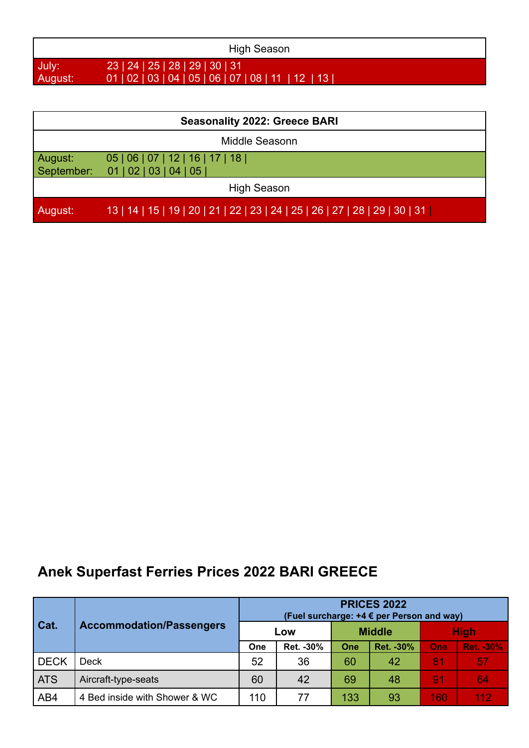| High Season | |
|---|---|
| July: | 23 \| 24 \| 25 \| 28 \| 29 \| 30 \| 31 |
| August: | 01 \| 02 \| 03 \| 04 \| 05 \| 06 \| 07 \| 08 \| 11 \| 12 \| 13 \| |

| **Seasonality 2022: Greece BARI** | |
|---|---|
| Middle Seasonn | |
| August: | 05 \| 06 \| 07 \| 12 \| 16 \| 17 \| 18 \| |
| September: | 01 \| 02 \| 03 \| 04 \| 05 \| |
| High Season | |
| August: | 13 \| 14 \| 15 \| 19 \| 20 \| 21 \| 22 \| 23 \| 24 \| 25 \| 26 \| 27 \| 28 \| 29 \| 30 \| 31 \| |

## Anek Superfast Ferries Prices 2022 BARI GREECE

| Cat. | Accommodation/Passengers | PRICES 2022 (Fuel surcharge: +4 € per Person and way) | | | | | |
|---|---|---|---|---|---|---|---|
| | | Low | | Middle | | High | |
| | | One | Ret. -30% | One | Ret. -30% | One | Ret. -30% |
| DECK | Deck | 52 | 36 | 60 | 42 | 81 | 57 |
| ATS | Aircraft-type-seats | 60 | 42 | 69 | 48 | 91 | 64 |
| AB4 | 4 Bed inside with Shower & WC | 110 | 77 | 133 | 93 | 160 | 112 |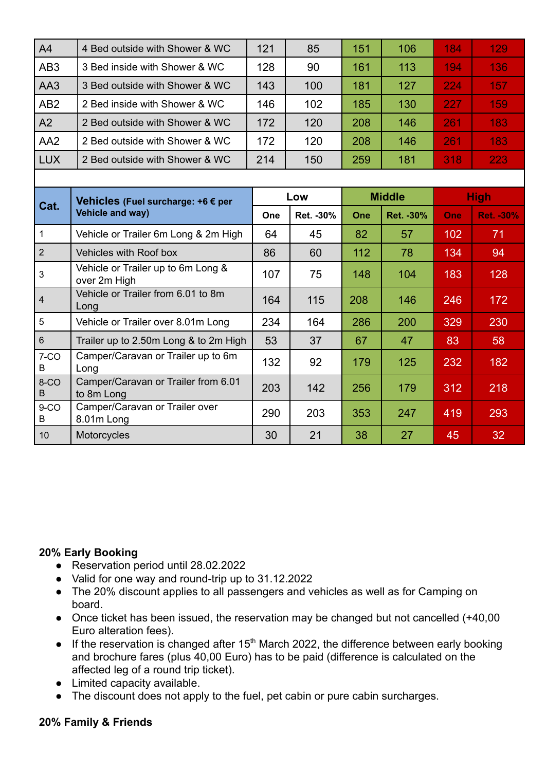| A4 | 4 Bed outside with Shower & WC | 121 | 85 | 151 | 106 | 184 | 129 |
|---|---|---|---|---|---|---|---|
| AB3 | 3 Bed inside with Shower & WC | 128 | 90 | 161 | 113 | 194 | 136 |
| AA3 | 3 Bed outside with Shower & WC | 143 | 100 | 181 | 127 | 224 | 157 |
| AB2 | 2 Bed inside with Shower & WC | 146 | 102 | 185 | 130 | 227 | 159 |
| A2 | 2 Bed outside with Shower & WC | 172 | 120 | 208 | 146 | 261 | 183 |
| AA2 | 2 Bed outside with Shower & WC | 172 | 120 | 208 | 146 | 261 | 183 |
| LUX | 2 Bed outside with Shower & WC | 214 | 150 | 259 | 181 | 318 | 223 |

| Cat. | **Vehicles** (Fuel surcharge: +6 € per Vehicle and way) | Low | | Middle | | High | |
|---|---|---|---|---|---|---|---|
| | | One | Ret. -30% | One | Ret. -30% | One | Ret. -30% |
| 1 | Vehicle or Trailer 6m Long & 2m High | 64 | 45 | 82 | 57 | 102 | 71 |
| 2 | Vehicles with Roof box | 86 | 60 | 112 | 78 | 134 | 94 |
| 3 | Vehicle or Trailer up to 6m Long & over 2m High | 107 | 75 | 148 | 104 | 183 | 128 |
| 4 | Vehicle or Trailer from 6.01 to 8m Long | 164 | 115 | 208 | 146 | 246 | 172 |
| 5 | Vehicle or Trailer over 8.01m Long | 234 | 164 | 286 | 200 | 329 | 230 |
| 6 | Trailer up to 2.50m Long & to 2m High | 53 | 37 | 67 | 47 | 83 | 58 |
| 7-COB | Camper/Caravan or Trailer up to 6m Long | 132 | 92 | 179 | 125 | 232 | 182 |
| 8-COB | Camper/Caravan or Trailer from 6.01 to 8m Long | 203 | 142 | 256 | 179 | 312 | 218 |
| 9-COB | Camper/Caravan or Trailer over 8.01m Long | 290 | 203 | 353 | 247 | 419 | 293 |
| 10 | Motorcycles | 30 | 21 | 38 | 27 | 45 | 32 |

**20% Early Booking**

- Reservation period until 28.02.2022
- Valid for one way and round-trip up to 31.12.2022
- The 20% discount applies to all passengers and vehicles as well as for Camping on board.
- Once ticket has been issued, the reservation may be changed but not cancelled (+40,00 Euro alteration fees).
- If the reservation is changed after 15th March 2022, the difference between early booking and brochure fares (plus 40,00 Euro) has to be paid (difference is calculated on the affected leg of a round trip ticket).
- Limited capacity available.
- The discount does not apply to the fuel, pet cabin or pure cabin surcharges.

**20% Family & Friends**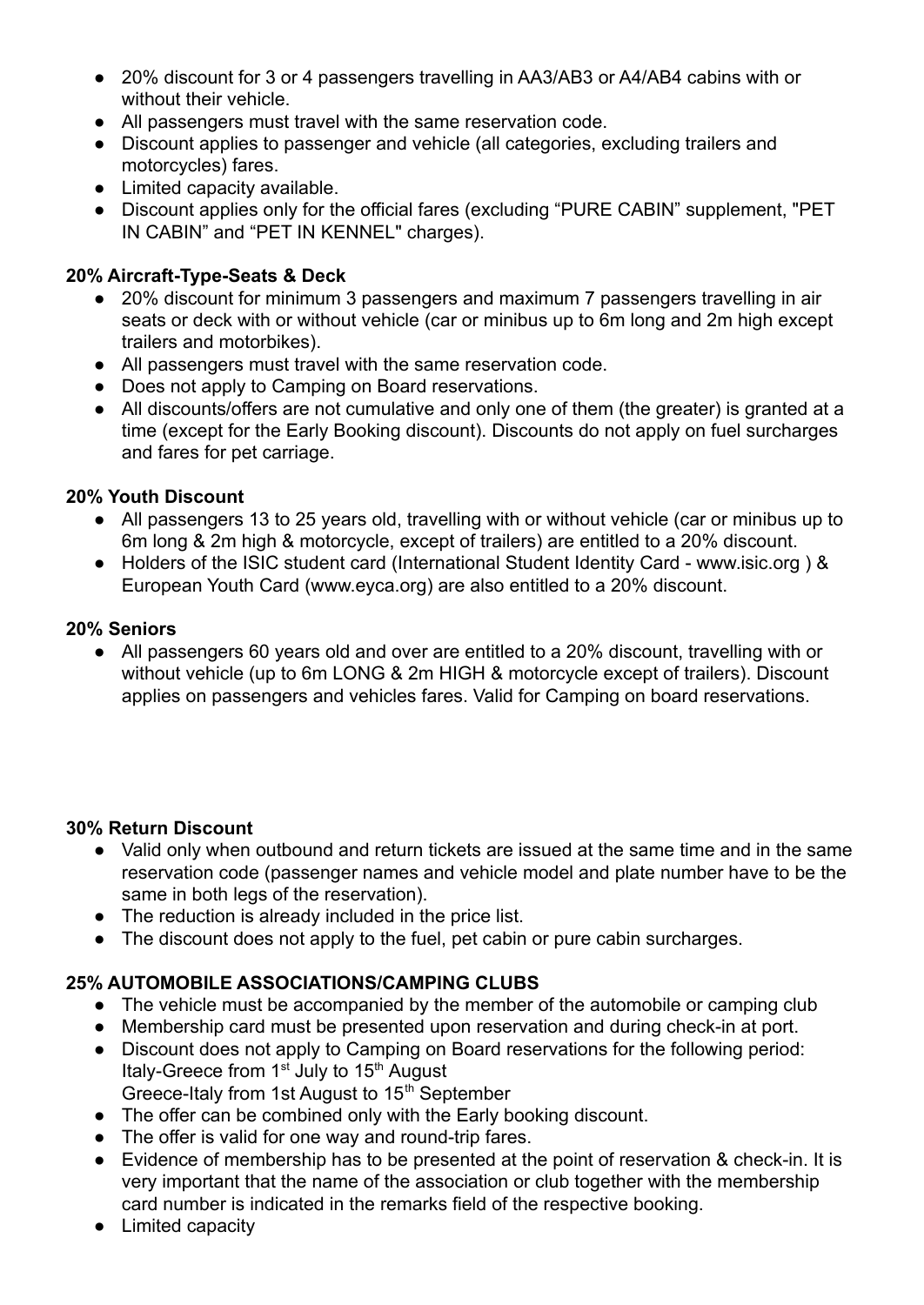- 20% discount for 3 or 4 passengers travelling in AA3/AB3 or A4/AB4 cabins with or without their vehicle.
- All passengers must travel with the same reservation code.
- Discount applies to passenger and vehicle (all categories, excluding trailers and motorcycles) fares.
- Limited capacity available.
- Discount applies only for the official fares (excluding “PURE CABIN” supplement, "PET IN CABIN” and “PET IN KENNEL" charges).

**20% Aircraft-Type-Seats & Deck**

- 20% discount for minimum 3 passengers and maximum 7 passengers travelling in air seats or deck with or without vehicle (car or minibus up to 6m long and 2m high except trailers and motorbikes).
- All passengers must travel with the same reservation code.
- Does not apply to Camping on Board reservations.
- All discounts/offers are not cumulative and only one of them (the greater) is granted at a time (except for the Early Booking discount). Discounts do not apply on fuel surcharges and fares for pet carriage.

**20% Youth Discount**

- All passengers 13 to 25 years old, travelling with or without vehicle (car or minibus up to 6m long & 2m high & motorcycle, except of trailers) are entitled to a 20% discount.
- Holders of the ISIC student card (International Student Identity Card - www.isic.org ) & European Youth Card (www.eyca.org) are also entitled to a 20% discount.

**20% Seniors**

- All passengers 60 years old and over are entitled to a 20% discount, travelling with or without vehicle (up to 6m LONG & 2m HIGH & motorcycle except of trailers). Discount applies on passengers and vehicles fares. Valid for Camping on board reservations.

**30% Return Discount**

- Valid only when outbound and return tickets are issued at the same time and in the same reservation code (passenger names and vehicle model and plate number have to be the same in both legs of the reservation).
- The reduction is already included in the price list.
- The discount does not apply to the fuel, pet cabin or pure cabin surcharges.

**25% AUTOMOBILE ASSOCIATIONS/CAMPING CLUBS**

- The vehicle must be accompanied by the member of the automobile or camping club
- Membership card must be presented upon reservation and during check-in at port.
- Discount does not apply to Camping on Board reservations for the following period:
  Italy-Greece from 1st July to 15th August
  Greece-Italy from 1st August to 15th September
- The offer can be combined only with the Early booking discount.
- The offer is valid for one way and round-trip fares.
- Evidence of membership has to be presented at the point of reservation & check-in. It is very important that the name of the association or club together with the membership card number is indicated in the remarks field of the respective booking.
- Limited capacity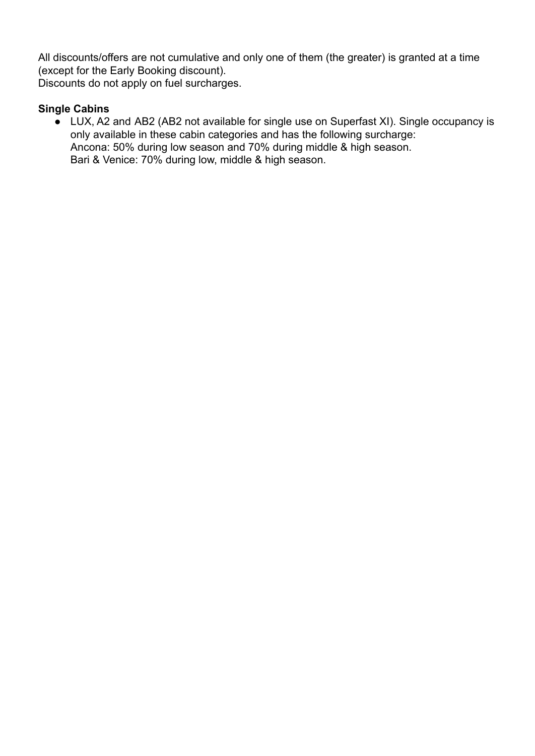All discounts/offers are not cumulative and only one of them (the greater) is granted at a time (except for the Early Booking discount).
Discounts do not apply on fuel surcharges.

**Single Cabins**

- LUX, A2 and AB2 (AB2 not available for single use on Superfast XI). Single occupancy is only available in these cabin categories and has the following surcharge:
  Ancona: 50% during low season and 70% during middle & high season.
  Bari & Venice: 70% during low, middle & high season.